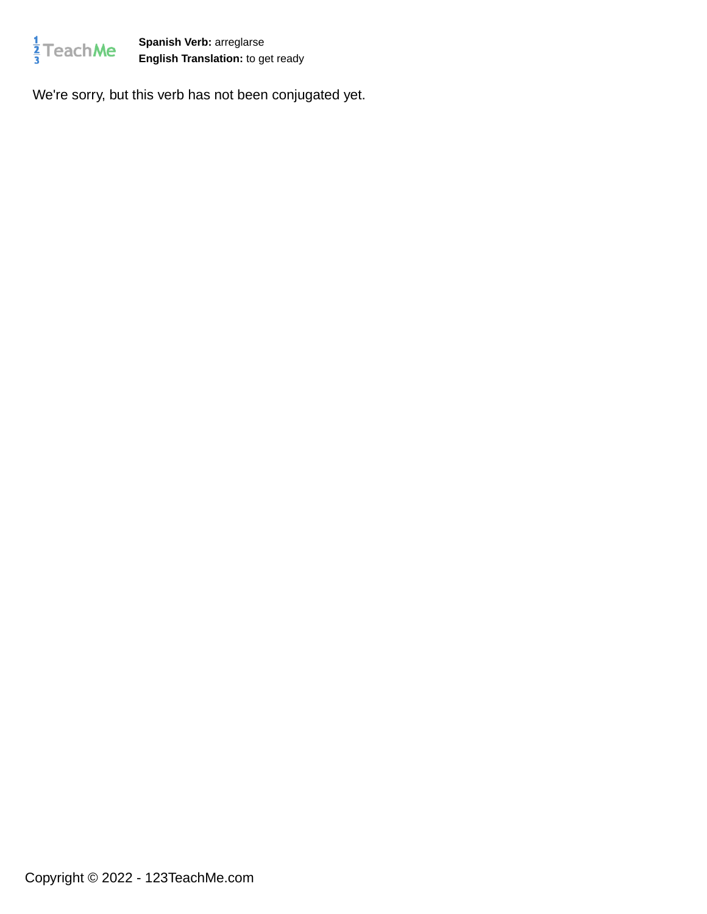**Spanish Verb:** arreglarse
**English Translation:** to get ready

We're sorry, but this verb has not been conjugated yet.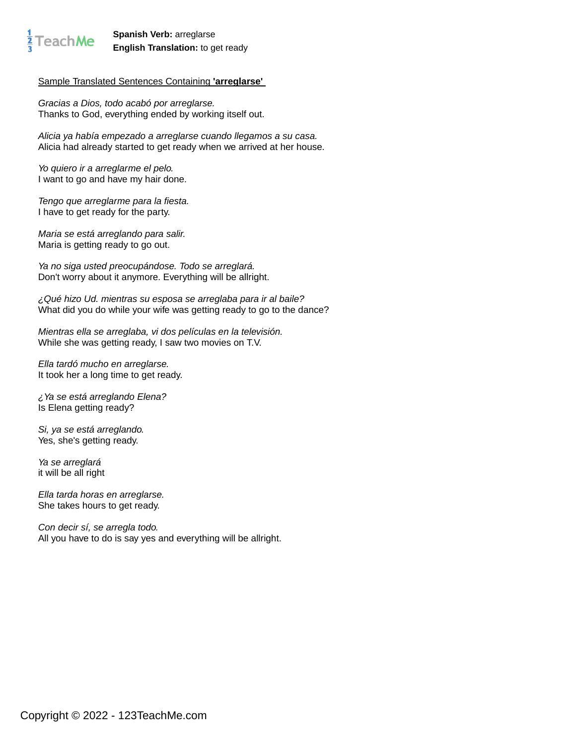**Spanish Verb:** arreglarse
**English Translation:** to get ready

<u>Sample Translated Sentences Containing **'arreglarse'**</u>

*Gracias a Dios, todo acabó por arreglarse.*
Thanks to God, everything ended by working itself out.

*Alicia ya había empezado a arreglarse cuando llegamos a su casa.*
Alicia had already started to get ready when we arrived at her house.

*Yo quiero ir a arreglarme el pelo.*
I want to go and have my hair done.

*Tengo que arreglarme para la fiesta.*
I have to get ready for the party.

*Maria se está arreglando para salir.*
Maria is getting ready to go out.

*Ya no siga usted preocupándose. Todo se arreglará.*
Don't worry about it anymore. Everything will be allright.

*¿Qué hizo Ud. mientras su esposa se arreglaba para ir al baile?*
What did you do while your wife was getting ready to go to the dance?

*Mientras ella se arreglaba, vi dos películas en la televisión.*
While she was getting ready, I saw two movies on T.V.

*Ella tardó mucho en arreglarse.*
It took her a long time to get ready.

*¿Ya se está arreglando Elena?*
Is Elena getting ready?

*Si, ya se está arreglando.*
Yes, she's getting ready.

*Ya se arreglará*
it will be all right

*Ella tarda horas en arreglarse.*
She takes hours to get ready.

*Con decir sí, se arregla todo.*
All you have to do is say yes and everything will be allright.